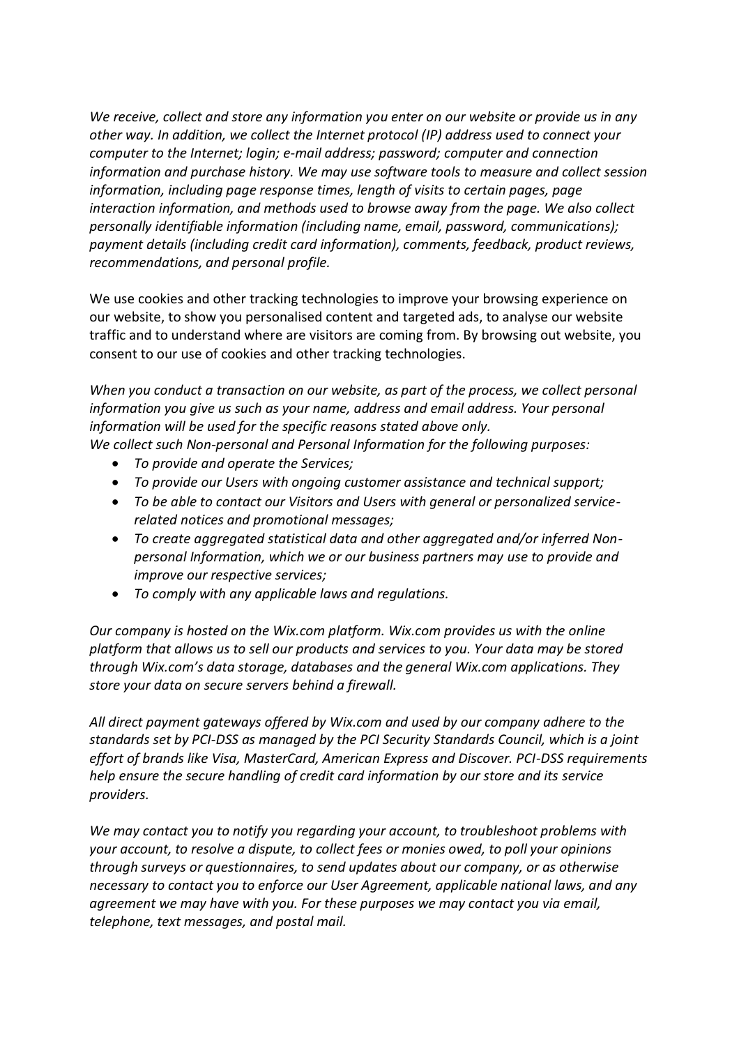*We receive, collect and store any information you enter on our website or provide us in any other way. In addition, we collect the Internet protocol (IP) address used to connect your computer to the Internet; login; e-mail address; password; computer and connection information and purchase history. We may use software tools to measure and collect session information, including page response times, length of visits to certain pages, page interaction information, and methods used to browse away from the page. We also collect personally identifiable information (including name, email, password, communications); payment details (including credit card information), comments, feedback, product reviews, recommendations, and personal profile.*

We use cookies and other tracking technologies to improve your browsing experience on our website, to show you personalised content and targeted ads, to analyse our website traffic and to understand where are visitors are coming from. By browsing out website, you consent to our use of cookies and other tracking technologies.

*When you conduct a transaction on our website, as part of the process, we collect personal information you give us such as your name, address and email address. Your personal information will be used for the specific reasons stated above only.*
*We collect such Non-personal and Personal Information for the following purposes:*

- *To provide and operate the Services;*
- *To provide our Users with ongoing customer assistance and technical support;*
- *To be able to contact our Visitors and Users with general or personalized service-related notices and promotional messages;*
- *To create aggregated statistical data and other aggregated and/or inferred Non-personal Information, which we or our business partners may use to provide and improve our respective services;*
- *To comply with any applicable laws and regulations.*

*Our company is hosted on the Wix.com platform. Wix.com provides us with the online platform that allows us to sell our products and services to you. Your data may be stored through Wix.com's data storage, databases and the general Wix.com applications. They store your data on secure servers behind a firewall.*

*All direct payment gateways offered by Wix.com and used by our company adhere to the standards set by PCI-DSS as managed by the PCI Security Standards Council, which is a joint effort of brands like Visa, MasterCard, American Express and Discover. PCI-DSS requirements help ensure the secure handling of credit card information by our store and its service providers.*

*We may contact you to notify you regarding your account, to troubleshoot problems with your account, to resolve a dispute, to collect fees or monies owed, to poll your opinions through surveys or questionnaires, to send updates about our company, or as otherwise necessary to contact you to enforce our User Agreement, applicable national laws, and any agreement we may have with you. For these purposes we may contact you via email, telephone, text messages, and postal mail.*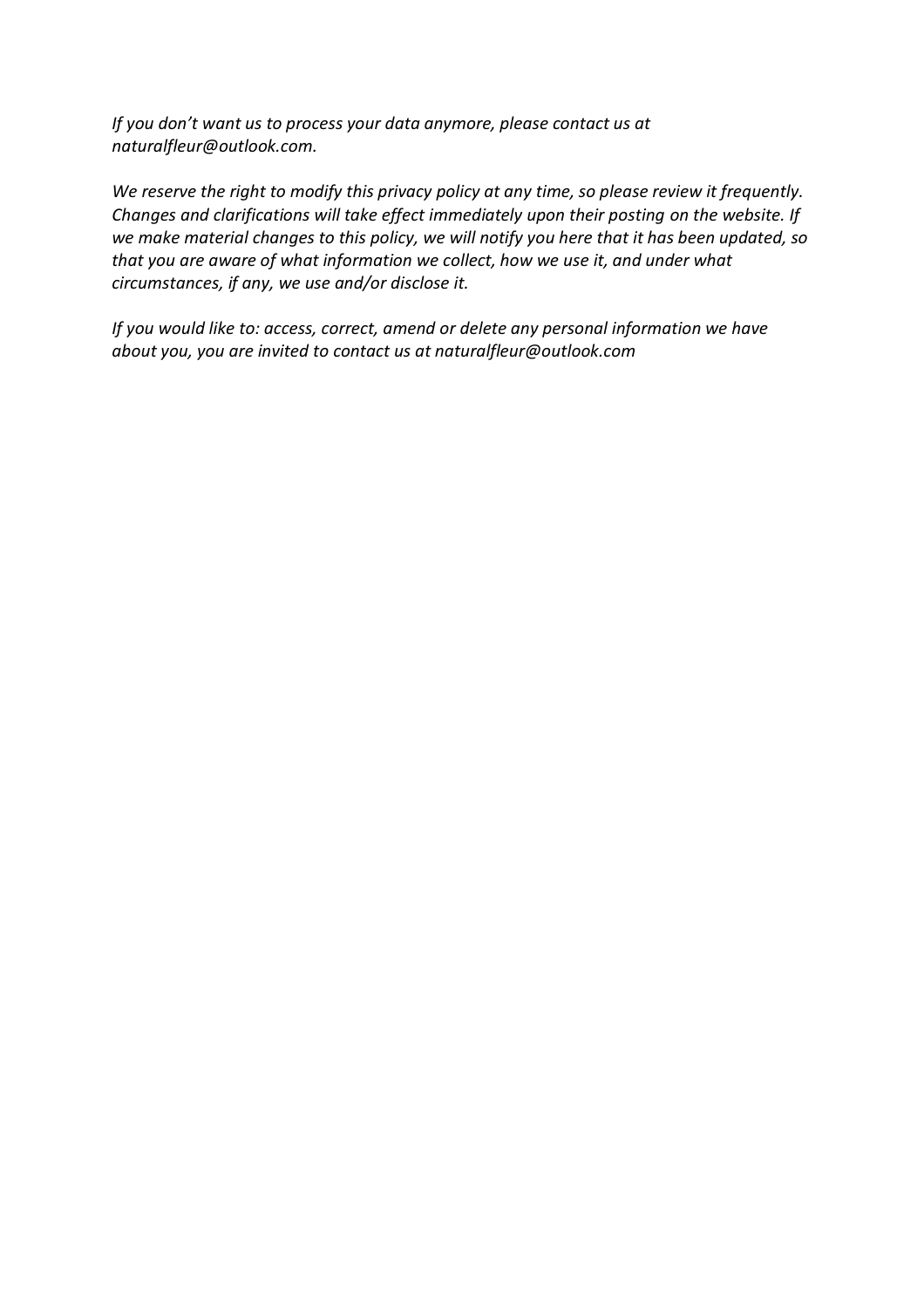*If you don't want us to process your data anymore, please contact us at naturalfleur@outlook.com.*

*We reserve the right to modify this privacy policy at any time, so please review it frequently. Changes and clarifications will take effect immediately upon their posting on the website. If we make material changes to this policy, we will notify you here that it has been updated, so that you are aware of what information we collect, how we use it, and under what circumstances, if any, we use and/or disclose it.*

*If you would like to: access, correct, amend or delete any personal information we have about you, you are invited to contact us at naturalfleur@outlook.com*